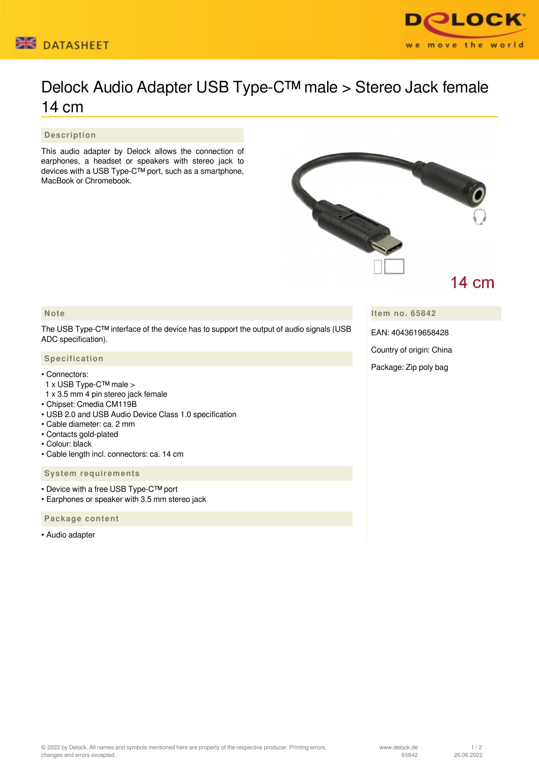DATASHEET

# Delock Audio Adapter USB Type-C™ male > Stereo Jack female 14 cm

## Description

This audio adapter by Delock allows the connection of earphones, a headset or speakers with stereo jack to devices with a USB Type-C™ port, such as a smartphone, MacBook or Chromebook.

14 cm

## Note

The USB Type-C™ interface of the device has to support the output of audio signals (USB ADC specification).

## Specification

- Connectors:
  1 x USB Type-C™ male >
  1 x 3.5 mm 4 pin stereo jack female
- Chipset: Cmedia CM119B
- USB 2.0 and USB Audio Device Class 1.0 specification
- Cable diameter: ca. 2 mm
- Contacts gold-plated
- Colour: black
- Cable length incl. connectors: ca. 14 cm

## System requirements

- Device with a free USB Type-C™ port
- Earphones or speaker with 3.5 mm stereo jack

## Package content

- Audio adapter

## Item no. 65842

EAN: 4043619658428

Country of origin: China

Package: Zip poly bag

© 2022 by Delock. All names and symbols mentioned here are property of the respective producer. Printing errors, changes and errors excepted.

www.delock.de 65842 26.06.2022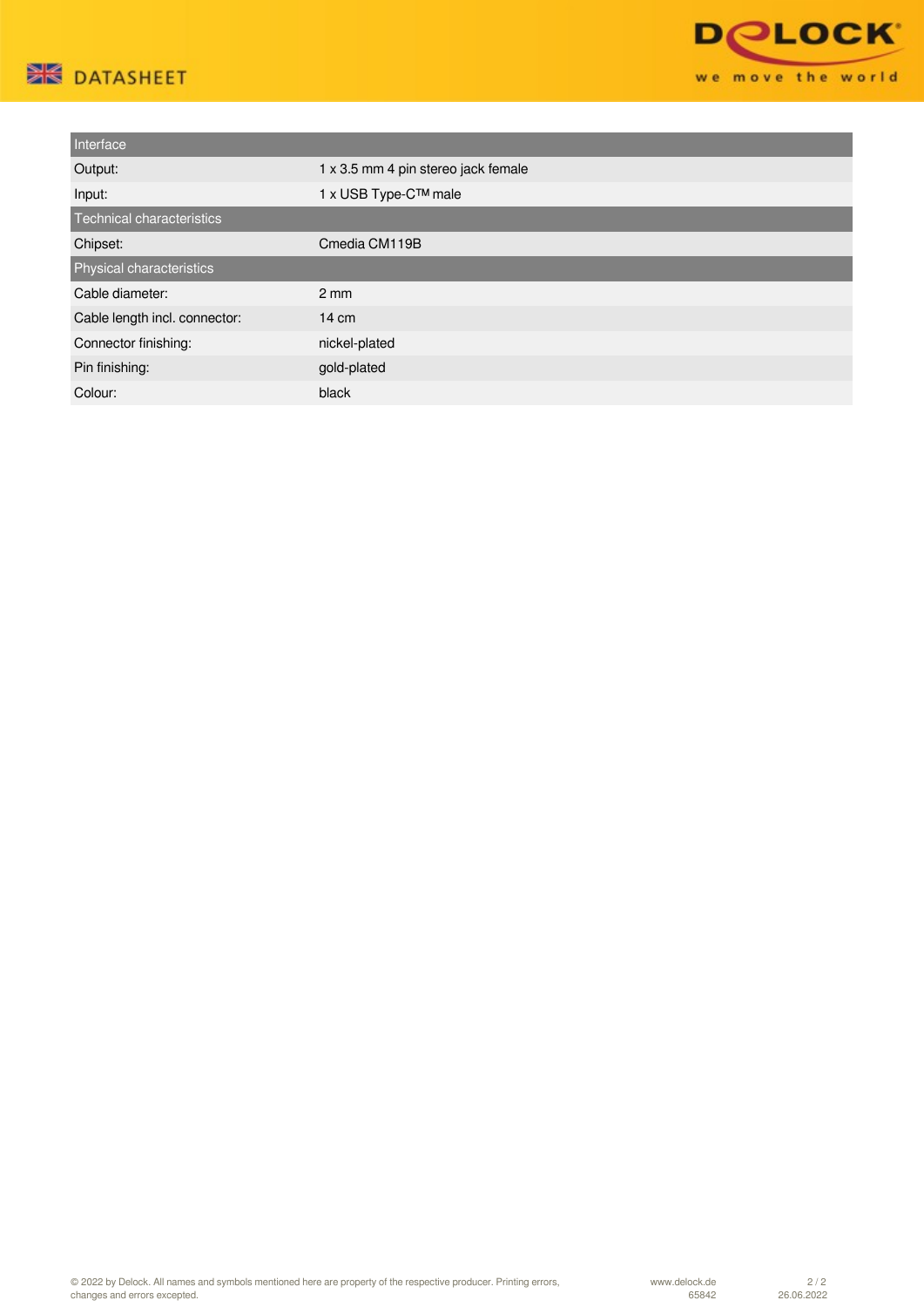| | |
|---|---|
| **Interface** | |
| Output: | 1 x 3.5 mm 4 pin stereo jack female |
| Input: | 1 x USB Type-C™ male |
| **Technical characteristics** | |
| Chipset: | Cmedia CM119B |
| **Physical characteristics** | |
| Cable diameter: | 2 mm |
| Cable length incl. connector: | 14 cm |
| Connector finishing: | nickel-plated |
| Pin finishing: | gold-plated |
| Colour: | black |